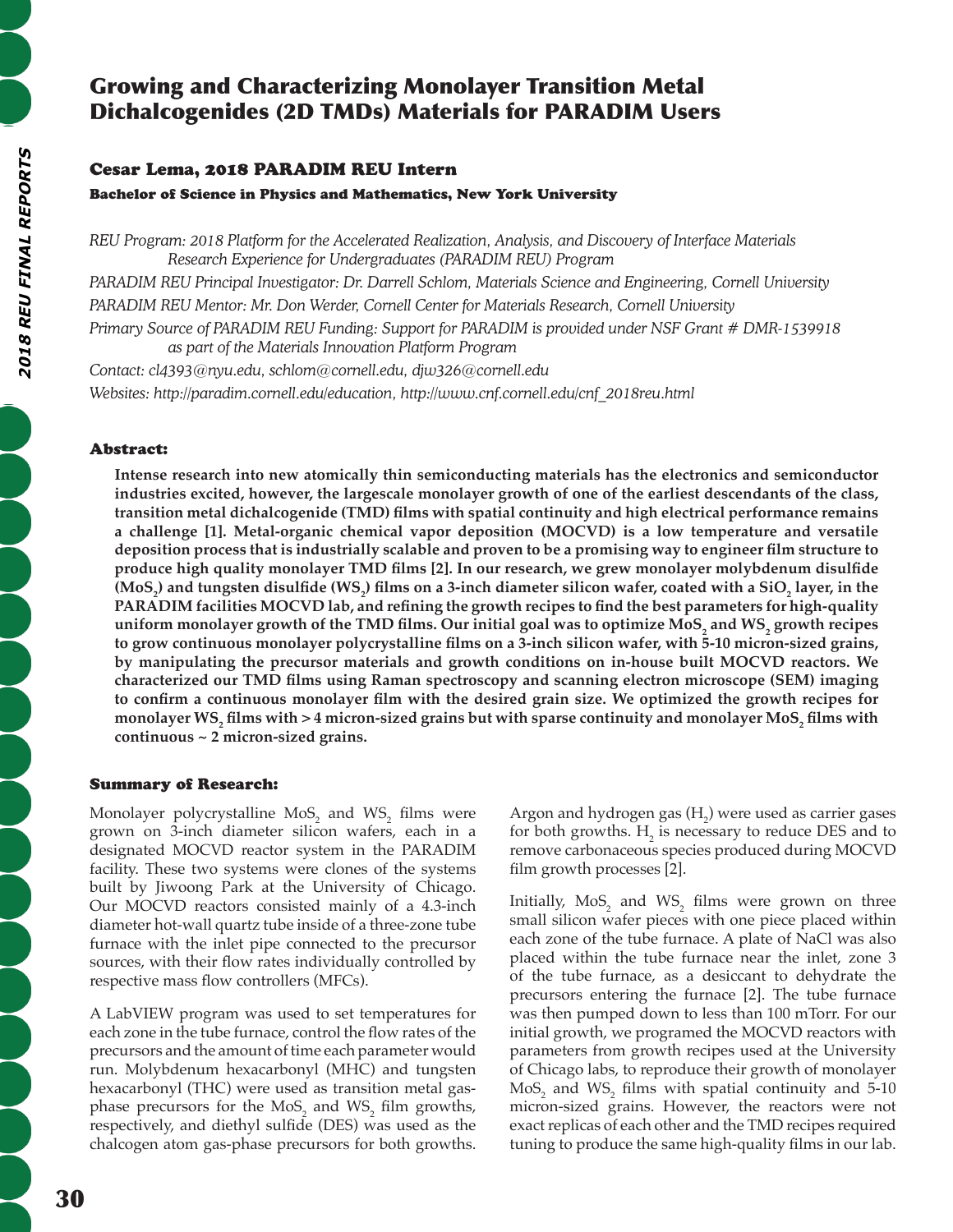# Growing and Characterizing Monolayer Transition Metal Dichalcogenides (2D TMDs) Materials for PARADIM Users

## Cesar Lema, 2018 PARADIM REU Intern

**Bachelor of Science in Physics and Mathematics, New York University**

*REU Program: 2018 Platform for the Accelerated Realization, Analysis, and Discovery of Interface Materials Research Experience for Undergraduates (PARADIM REU) Program*

*PARADIM REU Principal Investigator: Dr. Darrell Schlom, Materials Science and Engineering, Cornell University*

*PARADIM REU Mentor: Mr. Don Werder, Cornell Center for Materials Research, Cornell University*

*Primary Source of PARADIM REU Funding: Support for PARADIM is provided under NSF Grant # DMR-1539918 as part of the Materials Innovation Platform Program*

*Contact: cl4393@nyu.edu, schlom@cornell.edu, djw326@cornell.edu*

*Websites: http://paradim.cornell.edu/education, http://www.cnf.cornell.edu/cnf_2018reu.html*

### Abstract:

**Intense research into new atomically thin semiconducting materials has the electronics and semiconductor industries excited, however, the largescale monolayer growth of one of the earliest descendants of the class, transition metal dichalcogenide (TMD) films with spatial continuity and high electrical performance remains a challenge [1]. Metal-organic chemical vapor deposition (MOCVD) is a low temperature and versatile deposition process that is industrially scalable and proven to be a promising way to engineer film structure to produce high quality monolayer TMD films [2]. In our research, we grew monolayer molybdenum disulfide ($MoS_2$) and tungsten disulfide ($WS_2$) films on a 3-inch diameter silicon wafer, coated with a $SiO_2$ layer, in the PARADIM facilities MOCVD lab, and refining the growth recipes to find the best parameters for high-quality uniform monolayer growth of the TMD films. Our initial goal was to optimize $MoS_2$ and $WS_2$ growth recipes to grow continuous monolayer polycrystalline films on a 3-inch silicon wafer, with 5-10 micron-sized grains, by manipulating the precursor materials and growth conditions on in-house built MOCVD reactors. We characterized our TMD films using Raman spectroscopy and scanning electron microscope (SEM) imaging to confirm a continuous monolayer film with the desired grain size. We optimized the growth recipes for monolayer $WS_2$ films with > 4 micron-sized grains but with sparse continuity and monolayer $MoS_2$ films with continuous ~ 2 micron-sized grains.**

### Summary of Research:

Monolayer polycrystalline $MoS_2$ and $WS_2$ films were grown on 3-inch diameter silicon wafers, each in a designated MOCVD reactor system in the PARADIM facility. These two systems were clones of the systems built by Jiwoong Park at the University of Chicago. Our MOCVD reactors consisted mainly of a 4.3-inch diameter hot-wall quartz tube inside of a three-zone tube furnace with the inlet pipe connected to the precursor sources, with their flow rates individually controlled by respective mass flow controllers (MFCs).

A LabVIEW program was used to set temperatures for each zone in the tube furnace, control the flow rates of the precursors and the amount of time each parameter would run. Molybdenum hexacarbonyl (MHC) and tungsten hexacarbonyl (THC) were used as transition metal gas-phase precursors for the $MoS_2$ and $WS_2$ film growths, respectively, and diethyl sulfide (DES) was used as the chalcogen atom gas-phase precursors for both growths. Argon and hydrogen gas ($H_2$) were used as carrier gases for both growths. $H_2$ is necessary to reduce DES and to remove carbonaceous species produced during MOCVD film growth processes [2].

Initially, $MoS_2$ and $WS_2$ films were grown on three small silicon wafer pieces with one piece placed within each zone of the tube furnace. A plate of NaCl was also placed within the tube furnace near the inlet, zone 3 of the tube furnace, as a desiccant to dehydrate the precursors entering the furnace [2]. The tube furnace was then pumped down to less than 100 mTorr. For our initial growth, we programed the MOCVD reactors with parameters from growth recipes used at the University of Chicago labs, to reproduce their growth of monolayer $MoS_2$ and $WS_2$ films with spatial continuity and 5-10 micron-sized grains. However, the reactors were not exact replicas of each other and the TMD recipes required tuning to produce the same high-quality films in our lab.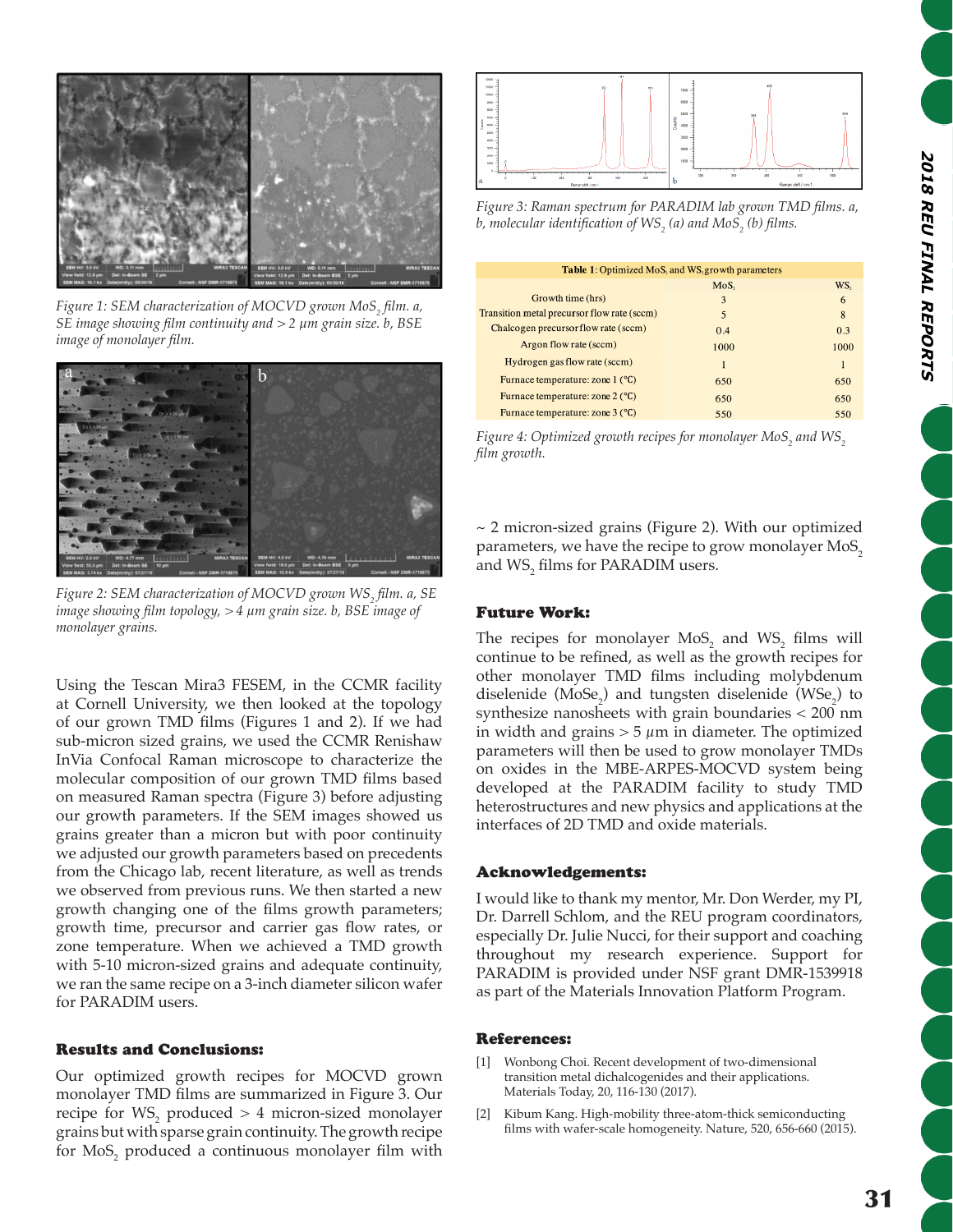Figure 1: SEM characterization of MOCVD grown $MoS_2$ film. a, SE image showing film continuity and > 2 µm grain size. b, BSE image of monolayer film.

Figure 2: SEM characterization of MOCVD grown $WS_2$ film. a, SE image showing film topology, > 4 µm grain size. b, BSE image of monolayer grains.

Using the Tescan Mira3 FESEM, in the CCMR facility at Cornell University, we then looked at the topology of our grown TMD films (Figures 1 and 2). If we had sub-micron sized grains, we used the CCMR Renishaw InVia Confocal Raman microscope to characterize the molecular composition of our grown TMD films based on measured Raman spectra (Figure 3) before adjusting our growth parameters. If the SEM images showed us grains greater than a micron but with poor continuity we adjusted our growth parameters based on precedents from the Chicago lab, recent literature, as well as trends we observed from previous runs. We then started a new growth changing one of the films growth parameters; growth time, precursor and carrier gas flow rates, or zone temperature. When we achieved a TMD growth with 5-10 micron-sized grains and adequate continuity, we ran the same recipe on a 3-inch diameter silicon wafer for PARADIM users.

## Results and Conclusions:

Our optimized growth recipes for MOCVD grown monolayer TMD films are summarized in Figure 3. Our recipe for $WS_2$ produced > 4 micron-sized monolayer grains but with sparse grain continuity. The growth recipe for $MoS_2$ produced a continuous monolayer film with ~ 2 micron-sized grains (Figure 2). With our optimized parameters, we have the recipe to grow monolayer $MoS_2$ and $WS_2$ films for PARADIM users.

Figure 3: Raman spectrum for PARADIM lab grown TMD films. a, b, molecular identification of $WS_2$ (a) and $MoS_2$ (b) films.

**Table 1**: Optimized $MoS_2$ and $WS_2$ growth parameters

| | $MoS_2$ | $WS_2$ |
|---|---|---|
| Growth time (hrs) | 3 | 6 |
| Transition metal precursor flow rate (sccm) | 5 | 8 |
| Chalcogen precursor flow rate (sccm) | 0.4 | 0.3 |
| Argon flow rate (sccm) | 1000 | 1000 |
| Hydrogen gas flow rate (sccm) | 1 | 1 |
| Furnace temperature: zone 1 (°C) | 650 | 650 |
| Furnace temperature: zone 2 (°C) | 650 | 650 |
| Furnace temperature: zone 3 (°C) | 550 | 550 |

Figure 4: Optimized growth recipes for monolayer $MoS_2$ and $WS_2$ film growth.

## Future Work:

The recipes for monolayer $MoS_2$ and $WS_2$ films will continue to be refined, as well as the growth recipes for other monolayer TMD films including molybdenum diselenide ($MoSe_2$) and tungsten diselenide ($WSe_2$) to synthesize nanosheets with grain boundaries < 200 nm in width and grains > 5 µm in diameter. The optimized parameters will then be used to grow monolayer TMDs on oxides in the MBE-ARPES-MOCVD system being developed at the PARADIM facility to study TMD heterostructures and new physics and applications at the interfaces of 2D TMD and oxide materials.

## Acknowledgements:

I would like to thank my mentor, Mr. Don Werder, my PI, Dr. Darrell Schlom, and the REU program coordinators, especially Dr. Julie Nucci, for their support and coaching throughout my research experience. Support for PARADIM is provided under NSF grant DMR-1539918 as part of the Materials Innovation Platform Program.

## References:

[1] Wonbong Choi. Recent development of two-dimensional transition metal dichalcogenides and their applications. Materials Today, 20, 116-130 (2017).

[2] Kibum Kang. High-mobility three-atom-thick semiconducting films with wafer-scale homogeneity. Nature, 520, 656-660 (2015).